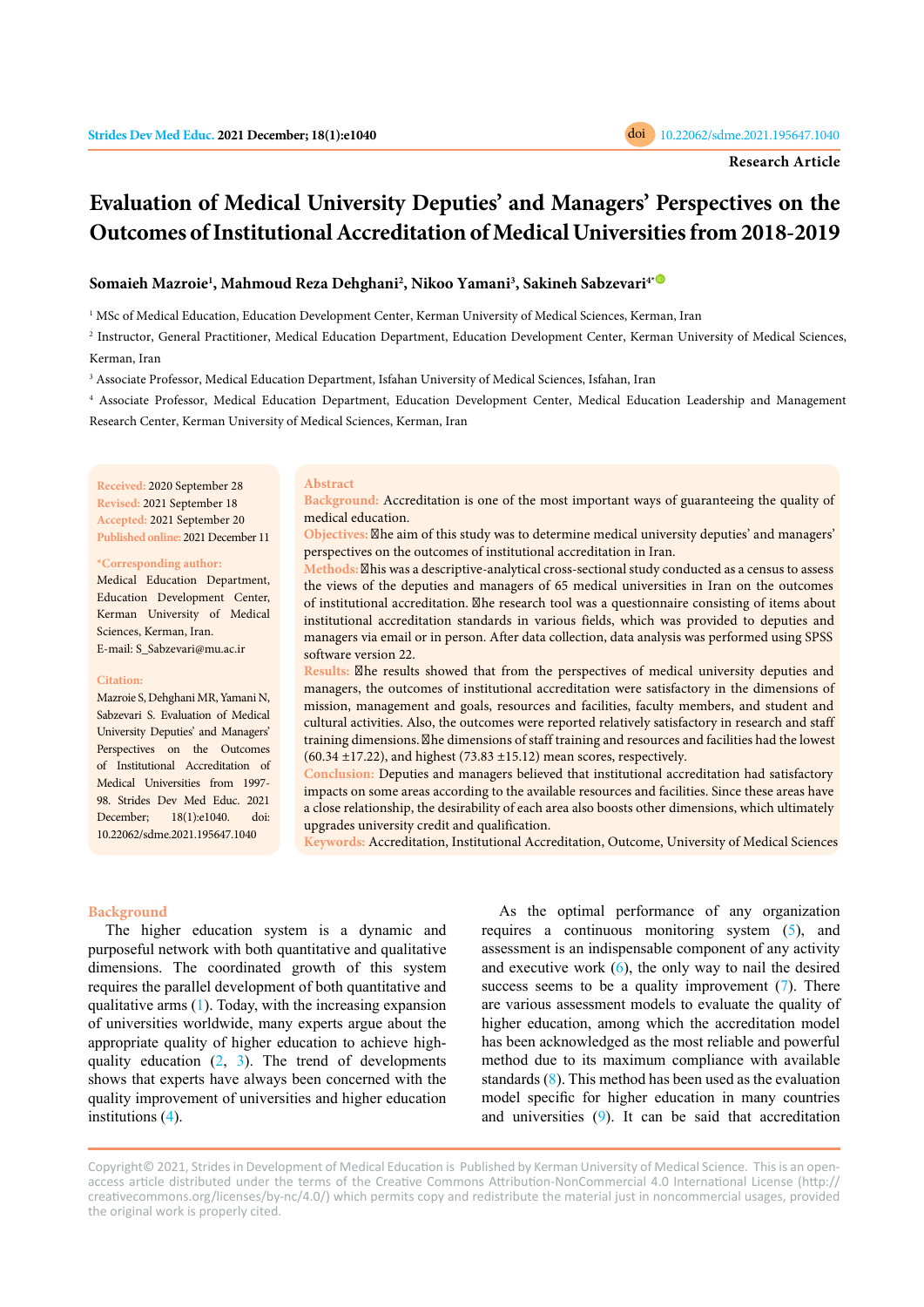Research Article

# Evaluation of Medical University Deputies' and Managers' Perspectives on the Outcomes of Institutional Accreditation of Medical Universities from 2018-2019

**Somaieh Mazroie[1], Mahmoud Reza Dehghani[2], Nikoo Yamani[3], Sakineh Sabzevari[4*]**

[1] MSc of Medical Education, Education Development Center, Kerman University of Medical Sciences, Kerman, Iran

[2] Instructor, General Practitioner, Medical Education Department, Education Development Center, Kerman University of Medical Sciences, Kerman, Iran

[3] Associate Professor, Medical Education Department, Isfahan University of Medical Sciences, Isfahan, Iran

[4] Associate Professor, Medical Education Department, Education Development Center, Medical Education Leadership and Management Research Center, Kerman University of Medical Sciences, Kerman, Iran

**Received:** 2020 September 28
**Revised:** 2021 September 18
**Accepted:** 2021 September 20
**Published online:** 2021 December 11

**\*Corresponding author:**
Medical Education Department, Education Development Center, Kerman University of Medical Sciences, Kerman, Iran.
E-mail: S_Sabzevari@mu.ac.ir

**Citation:**
Mazroie S, Dehghani MR, Yamani N, Sabzevari S. Evaluation of Medical University Deputies' and Managers' Perspectives on the Outcomes of Institutional Accreditation of Medical Universities from 1997-98. Strides Dev Med Educ. 2021 December; 18(1):e1040. doi: 10.22062/sdme.2021.195647.1040

## Abstract

**Background:** Accreditation is one of the most important ways of guaranteeing the quality of medical education.

**Objectives:** The aim of this study was to determine medical university deputies' and managers' perspectives on the outcomes of institutional accreditation in Iran.

**Methods:** This was a descriptive-analytical cross-sectional study conducted as a census to assess the views of the deputies and managers of 65 medical universities in Iran on the outcomes of institutional accreditation. The research tool was a questionnaire consisting of items about institutional accreditation standards in various fields, which was provided to deputies and managers via email or in person. After data collection, data analysis was performed using SPSS software version 22.

**Results:** The results showed that from the perspectives of medical university deputies and managers, the outcomes of institutional accreditation were satisfactory in the dimensions of mission, management and goals, resources and facilities, faculty members, and student and cultural activities. Also, the outcomes were reported relatively satisfactory in research and staff training dimensions. The dimensions of staff training and resources and facilities had the lowest (60.34 ±17.22), and highest (73.83 ±15.12) mean scores, respectively.

**Conclusion:** Deputies and managers believed that institutional accreditation had satisfactory impacts on some areas according to the available resources and facilities. Since these areas have a close relationship, the desirability of each area also boosts other dimensions, which ultimately upgrades university credit and qualification.

**Keywords:** Accreditation, Institutional Accreditation, Outcome, University of Medical Sciences

## Background

The higher education system is a dynamic and purposeful network with both quantitative and qualitative dimensions. The coordinated growth of this system requires the parallel development of both quantitative and qualitative arms (1). Today, with the increasing expansion of universities worldwide, many experts argue about the appropriate quality of higher education to achieve high-quality education (2, 3). The trend of developments shows that experts have always been concerned with the quality improvement of universities and higher education institutions (4).

As the optimal performance of any organization requires a continuous monitoring system (5), and assessment is an indispensable component of any activity and executive work (6), the only way to nail the desired success seems to be a quality improvement (7). There are various assessment models to evaluate the quality of higher education, among which the accreditation model has been acknowledged as the most reliable and powerful method due to its maximum compliance with available standards (8). This method has been used as the evaluation model specific for higher education in many countries and universities (9). It can be said that accreditation

Copyright© 2021, Strides in Development of Medical Education is Published by Kerman University of Medical Science. This is an open-access article distributed under the terms of the Creative Commons Attribution-NonCommercial 4.0 International License (http://creativecommons.org/licenses/by-nc/4.0/) which permits copy and redistribute the material just in noncommercial usages, provided the original work is properly cited.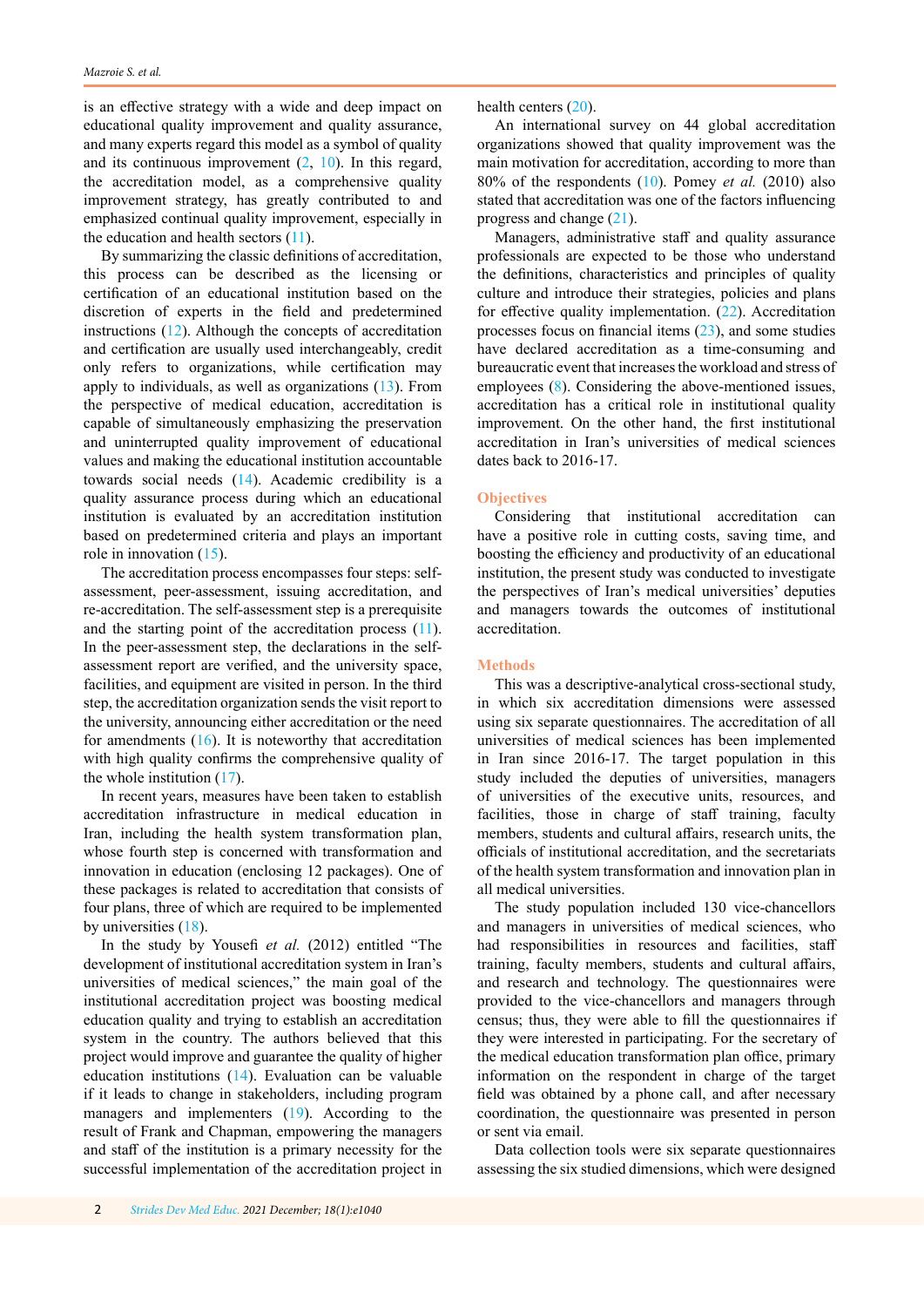is an effective strategy with a wide and deep impact on educational quality improvement and quality assurance, and many experts regard this model as a symbol of quality and its continuous improvement (2, 10). In this regard, the accreditation model, as a comprehensive quality improvement strategy, has greatly contributed to and emphasized continual quality improvement, especially in the education and health sectors (11).

By summarizing the classic definitions of accreditation, this process can be described as the licensing or certification of an educational institution based on the discretion of experts in the field and predetermined instructions (12). Although the concepts of accreditation and certification are usually used interchangeably, credit only refers to organizations, while certification may apply to individuals, as well as organizations (13). From the perspective of medical education, accreditation is capable of simultaneously emphasizing the preservation and uninterrupted quality improvement of educational values and making the educational institution accountable towards social needs (14). Academic credibility is a quality assurance process during which an educational institution is evaluated by an accreditation institution based on predetermined criteria and plays an important role in innovation (15).

The accreditation process encompasses four steps: self-assessment, peer-assessment, issuing accreditation, and re-accreditation. The self-assessment step is a prerequisite and the starting point of the accreditation process (11). In the peer-assessment step, the declarations in the self-assessment report are verified, and the university space, facilities, and equipment are visited in person. In the third step, the accreditation organization sends the visit report to the university, announcing either accreditation or the need for amendments (16). It is noteworthy that accreditation with high quality confirms the comprehensive quality of the whole institution (17).

In recent years, measures have been taken to establish accreditation infrastructure in medical education in Iran, including the health system transformation plan, whose fourth step is concerned with transformation and innovation in education (enclosing 12 packages). One of these packages is related to accreditation that consists of four plans, three of which are required to be implemented by universities (18).

In the study by Yousefi *et al.* (2012) entitled "The development of institutional accreditation system in Iran's universities of medical sciences," the main goal of the institutional accreditation project was boosting medical education quality and trying to establish an accreditation system in the country. The authors believed that this project would improve and guarantee the quality of higher education institutions (14). Evaluation can be valuable if it leads to change in stakeholders, including program managers and implementers (19). According to the result of Frank and Chapman, empowering the managers and staff of the institution is a primary necessity for the successful implementation of the accreditation project in health centers (20).

An international survey on 44 global accreditation organizations showed that quality improvement was the main motivation for accreditation, according to more than 80% of the respondents (10). Pomey *et al.* (2010) also stated that accreditation was one of the factors influencing progress and change (21).

Managers, administrative staff and quality assurance professionals are expected to be those who understand the definitions, characteristics and principles of quality culture and introduce their strategies, policies and plans for effective quality implementation. (22). Accreditation processes focus on financial items (23), and some studies have declared accreditation as a time-consuming and bureaucratic event that increases the workload and stress of employees (8). Considering the above-mentioned issues, accreditation has a critical role in institutional quality improvement. On the other hand, the first institutional accreditation in Iran's universities of medical sciences dates back to 2016-17.

## Objectives

Considering that institutional accreditation can have a positive role in cutting costs, saving time, and boosting the efficiency and productivity of an educational institution, the present study was conducted to investigate the perspectives of Iran's medical universities' deputies and managers towards the outcomes of institutional accreditation.

## Methods

This was a descriptive-analytical cross-sectional study, in which six accreditation dimensions were assessed using six separate questionnaires. The accreditation of all universities of medical sciences has been implemented in Iran since 2016-17. The target population in this study included the deputies of universities, managers of universities of the executive units, resources, and facilities, those in charge of staff training, faculty members, students and cultural affairs, research units, the officials of institutional accreditation, and the secretariats of the health system transformation and innovation plan in all medical universities.

The study population included 130 vice-chancellors and managers in universities of medical sciences, who had responsibilities in resources and facilities, staff training, faculty members, students and cultural affairs, and research and technology. The questionnaires were provided to the vice-chancellors and managers through census; thus, they were able to fill the questionnaires if they were interested in participating. For the secretary of the medical education transformation plan office, primary information on the respondent in charge of the target field was obtained by a phone call, and after necessary coordination, the questionnaire was presented in person or sent via email.

Data collection tools were six separate questionnaires assessing the six studied dimensions, which were designed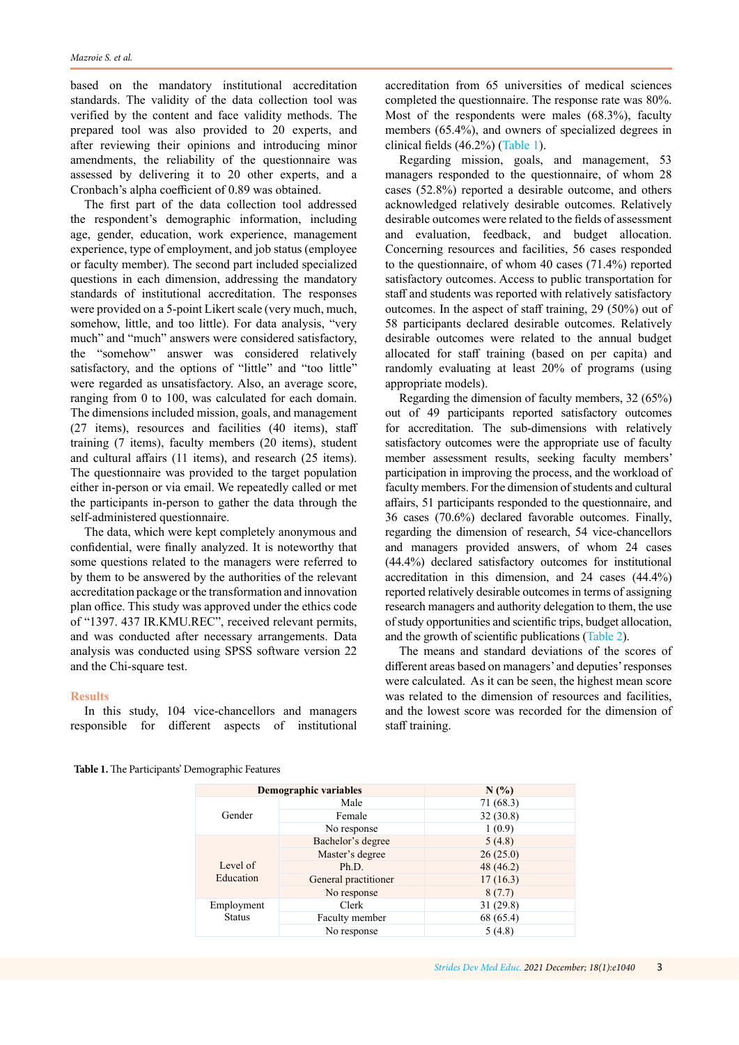based on the mandatory institutional accreditation standards. The validity of the data collection tool was verified by the content and face validity methods. The prepared tool was also provided to 20 experts, and after reviewing their opinions and introducing minor amendments, the reliability of the questionnaire was assessed by delivering it to 20 other experts, and a Cronbach's alpha coefficient of 0.89 was obtained.

The first part of the data collection tool addressed the respondent's demographic information, including age, gender, education, work experience, management experience, type of employment, and job status (employee or faculty member). The second part included specialized questions in each dimension, addressing the mandatory standards of institutional accreditation. The responses were provided on a 5-point Likert scale (very much, much, somehow, little, and too little). For data analysis, "very much" and "much" answers were considered satisfactory, the "somehow" answer was considered relatively satisfactory, and the options of "little" and "too little" were regarded as unsatisfactory. Also, an average score, ranging from 0 to 100, was calculated for each domain. The dimensions included mission, goals, and management (27 items), resources and facilities (40 items), staff training (7 items), faculty members (20 items), student and cultural affairs (11 items), and research (25 items). The questionnaire was provided to the target population either in-person or via email. We repeatedly called or met the participants in-person to gather the data through the self-administered questionnaire.

The data, which were kept completely anonymous and confidential, were finally analyzed. It is noteworthy that some questions related to the managers were referred to by them to be answered by the authorities of the relevant accreditation package or the transformation and innovation plan office. This study was approved under the ethics code of "1397. 437 IR.KMU.REC", received relevant permits, and was conducted after necessary arrangements. Data analysis was conducted using SPSS software version 22 and the Chi-square test.

## Results

In this study, 104 vice-chancellors and managers responsible for different aspects of institutional accreditation from 65 universities of medical sciences completed the questionnaire. The response rate was 80%. Most of the respondents were males (68.3%), faculty members (65.4%), and owners of specialized degrees in clinical fields (46.2%) (Table 1).

Regarding mission, goals, and management, 53 managers responded to the questionnaire, of whom 28 cases (52.8%) reported a desirable outcome, and others acknowledged relatively desirable outcomes. Relatively desirable outcomes were related to the fields of assessment and evaluation, feedback, and budget allocation. Concerning resources and facilities, 56 cases responded to the questionnaire, of whom 40 cases (71.4%) reported satisfactory outcomes. Access to public transportation for staff and students was reported with relatively satisfactory outcomes. In the aspect of staff training, 29 (50%) out of 58 participants declared desirable outcomes. Relatively desirable outcomes were related to the annual budget allocated for staff training (based on per capita) and randomly evaluating at least 20% of programs (using appropriate models).

Regarding the dimension of faculty members, 32 (65%) out of 49 participants reported satisfactory outcomes for accreditation. The sub-dimensions with relatively satisfactory outcomes were the appropriate use of faculty member assessment results, seeking faculty members' participation in improving the process, and the workload of faculty members. For the dimension of students and cultural affairs, 51 participants responded to the questionnaire, and 36 cases (70.6%) declared favorable outcomes. Finally, regarding the dimension of research, 54 vice-chancellors and managers provided answers, of whom 24 cases (44.4%) declared satisfactory outcomes for institutional accreditation in this dimension, and 24 cases (44.4%) reported relatively desirable outcomes in terms of assigning research managers and authority delegation to them, the use of study opportunities and scientific trips, budget allocation, and the growth of scientific publications (Table 2).

The means and standard deviations of the scores of different areas based on managers' and deputies' responses were calculated. As it can be seen, the highest mean score was related to the dimension of resources and facilities, and the lowest score was recorded for the dimension of staff training.

**Table 1.** The Participants' Demographic Features

| Demographic variables | | N (%) |
|---|---|---|
| Gender | Male | 71 (68.3) |
| | Female | 32 (30.8) |
| | No response | 1 (0.9) |
| Level of Education | Bachelor's degree | 5 (4.8) |
| | Master's degree | 26 (25.0) |
| | Ph.D. | 48 (46.2) |
| | General practitioner | 17 (16.3) |
| | No response | 8 (7.7) |
| Employment Status | Clerk | 31 (29.8) |
| | Faculty member | 68 (65.4) |
| | No response | 5 (4.8) |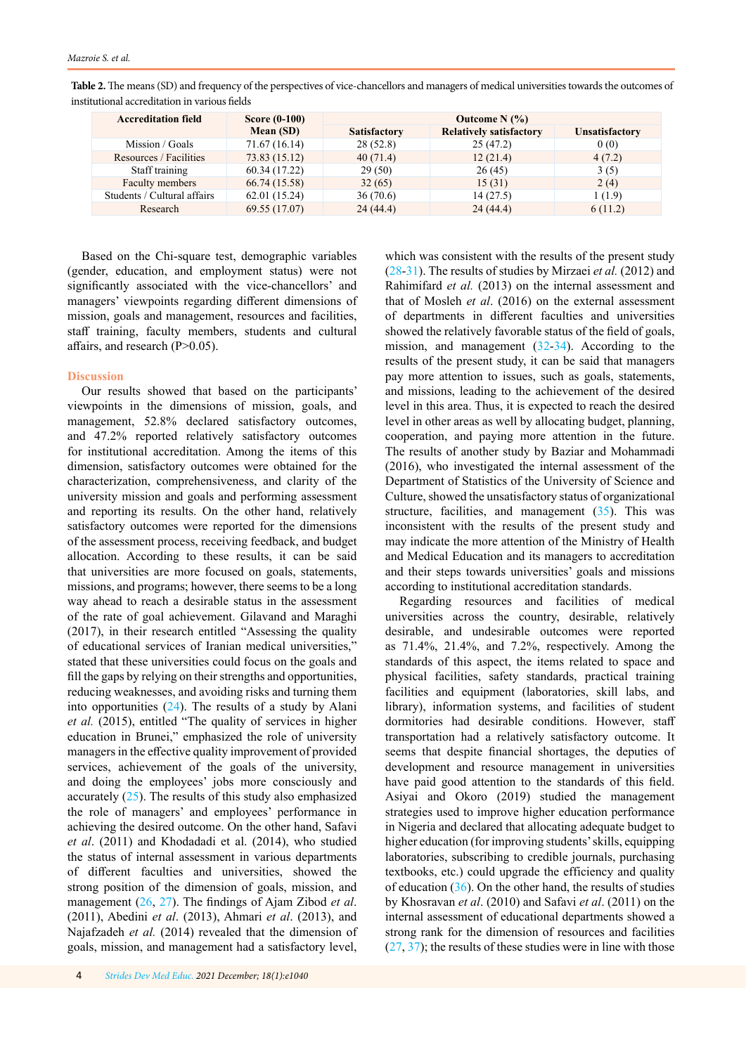**Table 2.** The means (SD) and frequency of the perspectives of vice-chancellors and managers of medical universities towards the outcomes of institutional accreditation in various fields

| Accreditation field | Score (0-100) Mean (SD) | Outcome N (%) | | |
|---|---|---|---|---|
| | | Satisfactory | Relatively satisfactory | Unsatisfactory |
| Mission / Goals | 71.67 (16.14) | 28 (52.8) | 25 (47.2) | 0 (0) |
| Resources / Facilities | 73.83 (15.12) | 40 (71.4) | 12 (21.4) | 4 (7.2) |
| Staff training | 60.34 (17.22) | 29 (50) | 26 (45) | 3 (5) |
| Faculty members | 66.74 (15.58) | 32 (65) | 15 (31) | 2 (4) |
| Students / Cultural affairs | 62.01 (15.24) | 36 (70.6) | 14 (27.5) | 1 (1.9) |
| Research | 69.55 (17.07) | 24 (44.4) | 24 (44.4) | 6 (11.2) |

Based on the Chi-square test, demographic variables (gender, education, and employment status) were not significantly associated with the vice-chancellors' and managers' viewpoints regarding different dimensions of mission, goals and management, resources and facilities, staff training, faculty members, students and cultural affairs, and research (P>0.05).

## Discussion

Our results showed that based on the participants' viewpoints in the dimensions of mission, goals, and management, 52.8% declared satisfactory outcomes, and 47.2% reported relatively satisfactory outcomes for institutional accreditation. Among the items of this dimension, satisfactory outcomes were obtained for the characterization, comprehensiveness, and clarity of the university mission and goals and performing assessment and reporting its results. On the other hand, relatively satisfactory outcomes were reported for the dimensions of the assessment process, receiving feedback, and budget allocation. According to these results, it can be said that universities are more focused on goals, statements, missions, and programs; however, there seems to be a long way ahead to reach a desirable status in the assessment of the rate of goal achievement. Gilavand and Maraghi (2017), in their research entitled "Assessing the quality of educational services of Iranian medical universities," stated that these universities could focus on the goals and fill the gaps by relying on their strengths and opportunities, reducing weaknesses, and avoiding risks and turning them into opportunities (24). The results of a study by Alani *et al.* (2015), entitled "The quality of services in higher education in Brunei," emphasized the role of university managers in the effective quality improvement of provided services, achievement of the goals of the university, and doing the employees' jobs more consciously and accurately (25). The results of this study also emphasized the role of managers' and employees' performance in achieving the desired outcome. On the other hand, Safavi *et al*. (2011) and Khodadadi et al. (2014), who studied the status of internal assessment in various departments of different faculties and universities, showed the strong position of the dimension of goals, mission, and management (26, 27). The findings of Ajam Zibod *et al*. (2011), Abedini *et al*. (2013), Ahmari *et al*. (2013), and Najafzadeh *et al.* (2014) revealed that the dimension of goals, mission, and management had a satisfactory level, which was consistent with the results of the present study (28-31). The results of studies by Mirzaei *et al.* (2012) and Rahimifard *et al.* (2013) on the internal assessment and that of Mosleh *et al*. (2016) on the external assessment of departments in different faculties and universities showed the relatively favorable status of the field of goals, mission, and management (32-34). According to the results of the present study, it can be said that managers pay more attention to issues, such as goals, statements, and missions, leading to the achievement of the desired level in this area. Thus, it is expected to reach the desired level in other areas as well by allocating budget, planning, cooperation, and paying more attention in the future. The results of another study by Bazian and Mohammadi (2016), who investigated the internal assessment of the Department of Statistics of the University of Science and Culture, showed the unsatisfactory status of organizational structure, facilities, and management (35). This was inconsistent with the results of the present study and may indicate the more attention of the Ministry of Health and Medical Education and its managers to accreditation and their steps towards universities' goals and missions according to institutional accreditation standards.

Regarding resources and facilities of medical universities across the country, desirable, relatively desirable, and undesirable outcomes were reported as 71.4%, 21.4%, and 7.2%, respectively. Among the standards of this aspect, the items related to space and physical facilities, safety standards, practical training facilities and equipment (laboratories, skill labs, and library), information systems, and facilities of student dormitories had desirable conditions. However, staff transportation had a relatively satisfactory outcome. It seems that despite financial shortages, the deputies of development and resource management in universities have paid good attention to the standards of this field. Asiyai and Okoro (2019) studied the management strategies used to improve higher education performance in Nigeria and declared that allocating adequate budget to higher education (for improving students' skills, equipping laboratories, subscribing to credible journals, purchasing textbooks, etc.) could upgrade the efficiency and quality of education (36). On the other hand, the results of studies by Khosravan *et al*. (2010) and Safavi *et al*. (2011) on the internal assessment of educational departments showed a strong rank for the dimension of resources and facilities (27, 37); the results of these studies were in line with those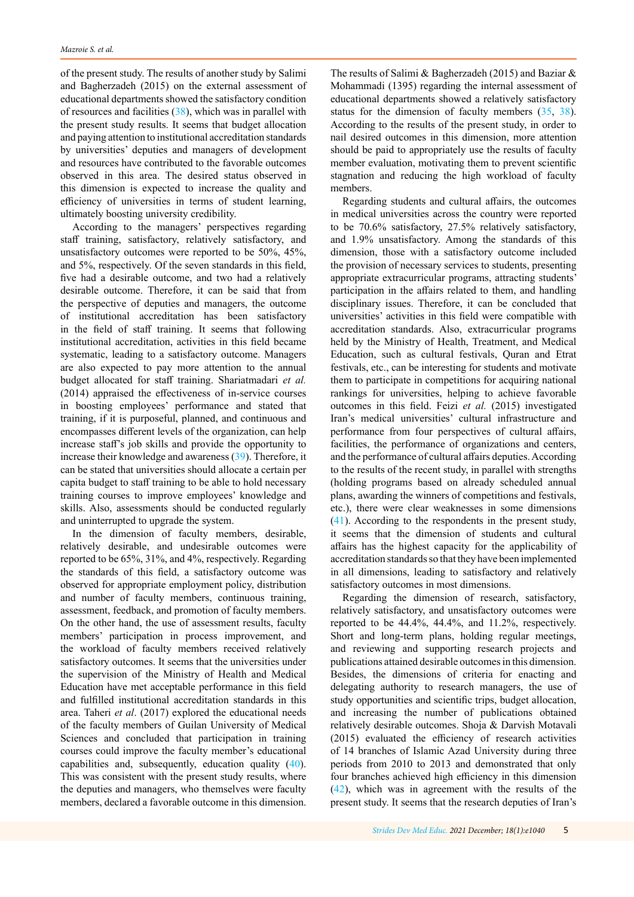of the present study. The results of another study by Salimi and Bagherzadeh (2015) on the external assessment of educational departments showed the satisfactory condition of resources and facilities (38), which was in parallel with the present study results. It seems that budget allocation and paying attention to institutional accreditation standards by universities' deputies and managers of development and resources have contributed to the favorable outcomes observed in this area. The desired status observed in this dimension is expected to increase the quality and efficiency of universities in terms of student learning, ultimately boosting university credibility.

According to the managers' perspectives regarding staff training, satisfactory, relatively satisfactory, and unsatisfactory outcomes were reported to be 50%, 45%, and 5%, respectively. Of the seven standards in this field, five had a desirable outcome, and two had a relatively desirable outcome. Therefore, it can be said that from the perspective of deputies and managers, the outcome of institutional accreditation has been satisfactory in the field of staff training. It seems that following institutional accreditation, activities in this field became systematic, leading to a satisfactory outcome. Managers are also expected to pay more attention to the annual budget allocated for staff training. Shariatmadari *et al.* (2014) appraised the effectiveness of in-service courses in boosting employees' performance and stated that training, if it is purposeful, planned, and continuous and encompasses different levels of the organization, can help increase staff's job skills and provide the opportunity to increase their knowledge and awareness (39). Therefore, it can be stated that universities should allocate a certain per capita budget to staff training to be able to hold necessary training courses to improve employees' knowledge and skills. Also, assessments should be conducted regularly and uninterrupted to upgrade the system.

In the dimension of faculty members, desirable, relatively desirable, and undesirable outcomes were reported to be 65%, 31%, and 4%, respectively. Regarding the standards of this field, a satisfactory outcome was observed for appropriate employment policy, distribution and number of faculty members, continuous training, assessment, feedback, and promotion of faculty members. On the other hand, the use of assessment results, faculty members' participation in process improvement, and the workload of faculty members received relatively satisfactory outcomes. It seems that the universities under the supervision of the Ministry of Health and Medical Education have met acceptable performance in this field and fulfilled institutional accreditation standards in this area. Taheri *et al*. (2017) explored the educational needs of the faculty members of Guilan University of Medical Sciences and concluded that participation in training courses could improve the faculty member's educational capabilities and, subsequently, education quality (40). This was consistent with the present study results, where the deputies and managers, who themselves were faculty members, declared a favorable outcome in this dimension. The results of Salimi & Bagherzadeh (2015) and Baziar & Mohammadi (1395) regarding the internal assessment of educational departments showed a relatively satisfactory status for the dimension of faculty members (35, 38). According to the results of the present study, in order to nail desired outcomes in this dimension, more attention should be paid to appropriately use the results of faculty member evaluation, motivating them to prevent scientific stagnation and reducing the high workload of faculty members.

Regarding students and cultural affairs, the outcomes in medical universities across the country were reported to be 70.6% satisfactory, 27.5% relatively satisfactory, and 1.9% unsatisfactory. Among the standards of this dimension, those with a satisfactory outcome included the provision of necessary services to students, presenting appropriate extracurricular programs, attracting students' participation in the affairs related to them, and handling disciplinary issues. Therefore, it can be concluded that universities' activities in this field were compatible with accreditation standards. Also, extracurricular programs held by the Ministry of Health, Treatment, and Medical Education, such as cultural festivals, Quran and Etrat festivals, etc., can be interesting for students and motivate them to participate in competitions for acquiring national rankings for universities, helping to achieve favorable outcomes in this field. Feizi *et al.* (2015) investigated Iran's medical universities' cultural infrastructure and performance from four perspectives of cultural affairs, facilities, the performance of organizations and centers, and the performance of cultural affairs deputies. According to the results of the recent study, in parallel with strengths (holding programs based on already scheduled annual plans, awarding the winners of competitions and festivals, etc.), there were clear weaknesses in some dimensions (41). According to the respondents in the present study, it seems that the dimension of students and cultural affairs has the highest capacity for the applicability of accreditation standards so that they have been implemented in all dimensions, leading to satisfactory and relatively satisfactory outcomes in most dimensions.

Regarding the dimension of research, satisfactory, relatively satisfactory, and unsatisfactory outcomes were reported to be 44.4%, 44.4%, and 11.2%, respectively. Short and long-term plans, holding regular meetings, and reviewing and supporting research projects and publications attained desirable outcomes in this dimension. Besides, the dimensions of criteria for enacting and delegating authority to research managers, the use of study opportunities and scientific trips, budget allocation, and increasing the number of publications obtained relatively desirable outcomes. Shoja & Darvish Motavali (2015) evaluated the efficiency of research activities of 14 branches of Islamic Azad University during three periods from 2010 to 2013 and demonstrated that only four branches achieved high efficiency in this dimension (42), which was in agreement with the results of the present study. It seems that the research deputies of Iran's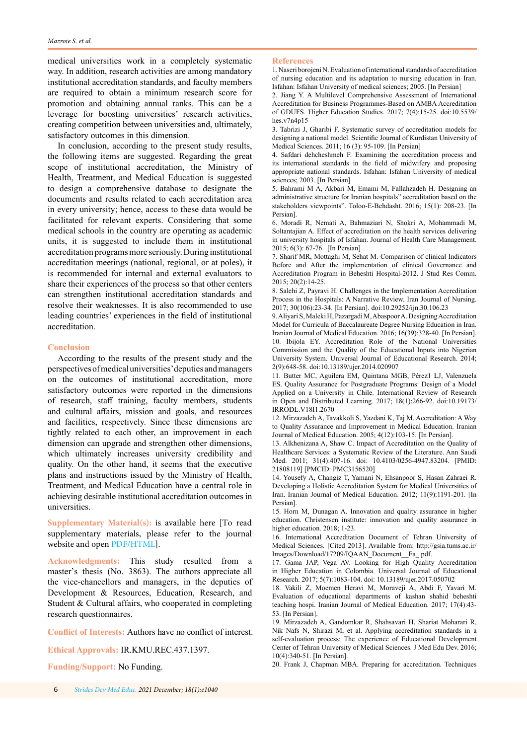medical universities work in a completely systematic way. In addition, research activities are among mandatory institutional accreditation standards, and faculty members are required to obtain a minimum research score for promotion and obtaining annual ranks. This can be a leverage for boosting universities' research activities, creating competition between universities and, ultimately, satisfactory outcomes in this dimension.

In conclusion, according to the present study results, the following items are suggested. Regarding the great scope of institutional accreditation, the Ministry of Health, Treatment, and Medical Education is suggested to design a comprehensive database to designate the documents and results related to each accreditation area in every university; hence, access to these data would be facilitated for relevant experts. Considering that some medical schools in the country are operating as academic units, it is suggested to include them in institutional accreditation programs more seriously. During institutional accreditation meetings (national, regional, or at poles), it is recommended for internal and external evaluators to share their experiences of the process so that other centers can strengthen institutional accreditation standards and resolve their weaknesses. It is also recommended to use leading countries' experiences in the field of institutional accreditation.

## Conclusion

According to the results of the present study and the perspectives of medical universities' deputies and managers on the outcomes of institutional accreditation, more satisfactory outcomes were reported in the dimensions of research, staff training, faculty members, students and cultural affairs, mission and goals, and resources and facilities, respectively. Since these dimensions are tightly related to each other, an improvement in each dimension can upgrade and strengthen other dimensions, which ultimately increases university credibility and quality. On the other hand, it seems that the executive plans and instructions issued by the Ministry of Health, Treatment, and Medical Education have a central role in achieving desirable institutional accreditation outcomes in universities.

**Supplementary Material(s):** is available here [To read supplementary materials, please refer to the journal website and open PDF/HTML].

**Acknowledgments:** This study resulted from a master's thesis (No. 3863). The authors appreciate all the vice-chancellors and managers, in the deputies of Development & Resources, Education, Research, and Student & Cultural affairs, who cooperated in completing research questionnaires.

**Conflict of Interests:** Authors have no conflict of interest.

**Ethical Approvals:** IR.KMU.REC.437.1397.

**Funding/Support:** No Funding.

## References

1. Naseri boroujeni N. Evaluation of international standards of accreditation of nursing education and its adaptation to nursing education in Iran. Isfahan: Isfahan University of medical sciences; 2005. [In Persian]
2. Jiang Y. A Multilevel Comprehensive Assessment of International Accreditation for Business Programmes-Based on AMBA Accreditation of GDUFS. Higher Education Studies. 2017; 7(4):15-25. doi:10.5539/hes.v7n4p15
3. Tabrizi J, Gharibi F. Systematic survey of accreditation models for designing a national model. Scientific Journal of Kurdistan University of Medical Sciences. 2011; 16 (3): 95-109. [In Persian]
4. Safdari dehcheshmeh F. Examining the accreditation process and its international standards in the field of midwifery and proposing appropriate national standards. Isfahan: Isfahan University of medical sciences; 2003. [In Persian]
5. Bahrami M A, Akbari M, Emami M, Fallahzadeh H. Designing an administrative structure for Iranian hospitals" accreditation based on the stakeholders viewpoints". Toloo-E-Behdasht. 2016; 15(1): 208-23. [In Persian].
6. Moradi R, Nemati A, Bahmaziari N, Shokri A, Mohammadi M, Soltantajian A. Effect of accreditation on the health services delivering in university hospitals of Isfahan. Journal of Health Care Management. 2015; 6(3): 67-76. [In Persian]
7. Sharif MR, Mottaghi M, Sehat M. Comparison of clinical Indicators Before and After the implementation of clinical Governance and Accreditation Program in Beheshti Hospital-2012. J Stud Res Comm. 2015; 20(2):14-25.
8. Salehi Z, Payravi H. Challenges in the Implementation Accreditation Process in the Hospitals: A Narrative Review. Iran Journal of Nursing. 2017; 30(106):23-34. [In Persian]. doi:10.29252/ijn.30.106.23
9. Aliyari S, Maleki H, Pazargadi M, Abaspoor A. Designing Accreditation Model for Curricula of Baccalaureate Degree Nursing Education in Iran. Iranian Journal of Medical Education. 2016; 16(39):328-40. [In Persian].
10. Ibijola EY. Accreditation Role of the National Universities Commission and the Quality of the Educational Inputs into Nigerian University System. Universal Journal of Educational Research. 2014; 2(9):648-58. doi:10.13189/ujer.2014.020907
11. Butter MC, Aguilera EM, Quintana MGB, Pérez1 LJ, Valenzuela ES. Quality Assurance for Postgraduate Programs: Design of a Model Applied on a University in Chile. International Review of Research in Open and Distributed Learning. 2017; 18(1):266-92. doi:10.19173/IRRODL.V18I1.2670
12. Mirzazadeh A, Tavakkoli S, Yazdani K, Taj M. Accreditation: A Way to Quality Assurance and Improvement in Medical Education. Iranian Journal of Medical Education. 2005; 4(12):103-15. [In Persian].
13. Alkhenizana A, Shaw C. Impact of Accreditation on the Quality of Healthcare Services: a Systematic Review of the Literature. Ann Saudi Med. 2011; 31(4):407-16. doi: 10.4103/0256-4947.83204. [PMID: 21808119] [PMCID: PMC3156520]
14. Yousefy A, Changiz T, Yamani N, Ehsanpour S, Hasan Zahraei R. Developing a Holistic Accreditation System for Medical Universities of Iran. Iranian Journal of Medical Education. 2012; 11(9):1191-201. [In Persian].
15. Horn M, Dunagan A. Innovation and quality assurance in higher education. Christensen institute: innovation and quality assurance in higher education. 2018; 1-23.
16. International Accreditation Document of Tehran University of Medical Sciences. [Cited 2013]. Available from: http://gsia.tums.ac.ir/Images/Download/17209/IQAAN_Document__Fa_.pdf.
17. Gama JAP, Vega AV. Looking for High Quality Accreditation in Higher Education in Colombia. Universal Journal of Educational Research. 2017; 5(7):1083-104. doi: 10.13189/ujer.2017.050702
18. Vakili Z, Moemen Heravi M, Moraveji A, Abdi F, Yavari M. Evaluation of educational departments of kashan shahid beheshti teaching hospi. Iranian Journal of Medical Education. 2017; 17(4):43-53. [In Persian].
19. Mirzazadeh A, Gandomkar R, Shahsavari H, Shariat Moharari R, Nik Nafs N, Shirazi M, et al. Applying accreditation standards in a self-evaluation process: The experience of Educational Development Center of Tehran University of Medical Sciences. J Med Edu Dev. 2016; 10(4):340-51. [In Persian].
20. Frank J, Chapman MBA. Preparing for accreditation. Techniques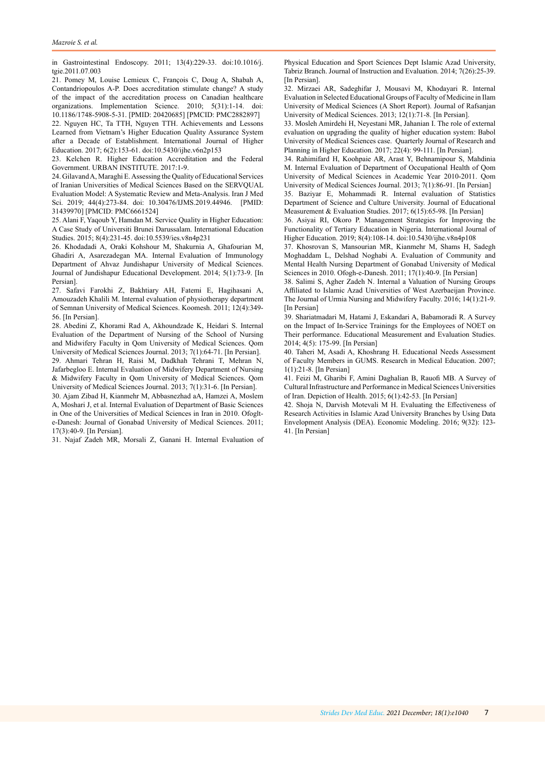in Gastrointestinal Endoscopy. 2011; 13(4):229-33. doi:10.1016/j.tgie.2011.07.003

21. Pomey M, Louise Lemieux C, François C, Doug A, Shabah A, Contandriopoulos A-P. Does accreditation stimulate change? A study of the impact of the accreditation process on Canadian healthcare organizations. Implementation Science. 2010; 5(31):1-14. doi: 10.1186/1748-5908-5-31. [PMID: 20420685] [PMCID: PMC2882897]

22. Nguyen HC, Ta TTH, Nguyen TTH. Achievements and Lessons Learned from Vietnam's Higher Education Quality Assurance System after a Decade of Establishment. International Journal of Higher Education. 2017; 6(2):153-61. doi:10.5430/ijhe.v6n2p153

23. Kelchen R. Higher Education Accreditation and the Federal Government. URBAN INSTITUTE. 2017:1-9.

24. Gilavand A, Maraghi E. Assessing the Quality of Educational Services of Iranian Universities of Medical Sciences Based on the SERVQUAL Evaluation Model: A Systematic Review and Meta-Analysis. Iran J Med Sci. 2019; 44(4):273-84. doi: 10.30476/IJMS.2019.44946. [PMID: 31439970] [PMCID: PMC6661524]

25. Alani F, Yaqoub Y, Hamdan M. Service Quality in Higher Education: A Case Study of Universiti Brunei Darussalam. International Education Studies. 2015; 8(4):231-45. doi:10.5539/ies.v8n4p231

26. Khodadadi A, Oraki Kohshour M, Shakurnia A, Ghafourian M, Ghadiri A, Asarezadegan MA. Internal Evaluation of Immunology Department of Ahvaz Jundishapur University of Medical Sciences. Journal of Jundishapur Educational Development. 2014; 5(1):73-9. [In Persian].

27. Safavi Farokhi Z, Bakhtiary AH, Fatemi E, Hagihasani A, Amouzadeh Khalili M. Internal evaluation of physiotherapy department of Semnan University of Medical Sciences. Koomesh. 2011; 12(4):349-56. [In Persian].

28. Abedini Z, Khorami Rad A, Akhoundzade K, Heidari S. Internal Evaluation of the Department of Nursing of the School of Nursing and Midwifery Faculty in Qom University of Medical Sciences. Qom University of Medical Sciences Journal. 2013; 7(1):64-71. [In Persian].

29. Ahmari Tehran H, Raisi M, Dadkhah Tehrani T, Mehran N, Jafarbegloo E. Internal Evaluation of Midwifery Department of Nursing & Midwifery Faculty in Qom University of Medical Sciences. Qom University of Medical Sciences Journal. 2013; 7(1):31-6. [In Persian].

30. Ajam Zibad H, Kianmehr M, Abbasnezhad aA, Hamzei A, Moslem A, Moshari J, et al. Internal Evaluation of Department of Basic Sciences in One of the Universities of Medical Sciences in Iran in 2010. Ofoglt-e-Danesh: Journal of Gonabad University of Medical Sciences. 2011; 17(3):40-9. [In Persian].

31. Najaf Zadeh MR, Morsali Z, Ganani H. Internal Evaluation of Physical Education and Sport Sciences Dept Islamic Azad University, Tabriz Branch. Journal of Instruction and Evaluation. 2014; 7(26):25-39. [In Persian].

32. Mirzaei AR, Sadeghifar J, Mousavi M, Khodayari R. Internal Evaluation in Selected Educational Groups of Faculty of Medicine in Ilam University of Medical Sciences (A Short Report). Journal of Rafsanjan University of Medical Sciences. 2013; 12(1):71-8. [In Persian].

33. Mosleh Amirdehi H, Neyestani MR, Jahanian I. The role of external evaluation on upgrading the quality of higher education system: Babol University of Medical Sciences case. Quarterly Journal of Research and Planning in Higher Education. 2017; 22(4): 99-111. [In Persian].

34. Rahimifard H, Koohpaie AR, Arast Y, Behnamipour S, Mahdinia M. Internal Evaluation of Department of Occupational Health of Qom University of Medical Sciences in Academic Year 2010-2011. Qom University of Medical Sciences Journal. 2013; 7(1):86-91. [In Persian]

35. Baziyar E, Mohammadi R. Internal evaluation of Statistics Department of Science and Culture University. Journal of Educational Measurement & Evaluation Studies. 2017; 6(15):65-98. [In Persian]

36. Asiyai RI, Okoro P. Management Strategies for Improving the Functionality of Tertiary Education in Nigeria. International Journal of Higher Education. 2019; 8(4):108-14. doi:10.5430/ijhe.v8n4p108

37. Khosrovan S, Mansourian MR, Kianmehr M, Shams H, Sadegh Moghaddam L, Delshad Noghabi A. Evaluation of Community and Mental Health Nursing Department of Gonabad University of Medical Sciences in 2010. Ofogh-e-Danesh. 2011; 17(1):40-9. [In Persian]

38. Salimi S, Agher Zadeh N. Internal a Valuation of Nursing Groups Affiliated to Islamic Azad Universities of West Azerbaeijan Province. The Journal of Urmia Nursing and Midwifery Faculty. 2016; 14(1):21-9. [In Persian]

39. Shariatmadari M, Hatami J, Eskandari A, Babamoradi R. A Survey on the Impact of In-Service Trainings for the Employees of NOET on Their performance. Educational Measurement and Evaluation Studies. 2014; 4(5): 175-99. [In Persian]

40. Taheri M, Asadi A, Khoshrang H. Educational Needs Assessment of Faculty Members in GUMS. Research in Medical Education. 2007; 1(1):21-8. [In Persian]

41. Feizi M, Gharibi F, Amini Daghalian B, Rauofi MB. A Survey of Cultural Infrastructure and Performance in Medical Sciences Universities of Iran. Depiction of Health. 2015; 6(1):42-53. [In Persian]

42. Shoja N, Darvish Motevali M H. Evaluating the Effectiveness of Research Activities in Islamic Azad University Branches by Using Data Envelopment Analysis (DEA). Economic Modeling. 2016; 9(32): 123-41. [In Persian]